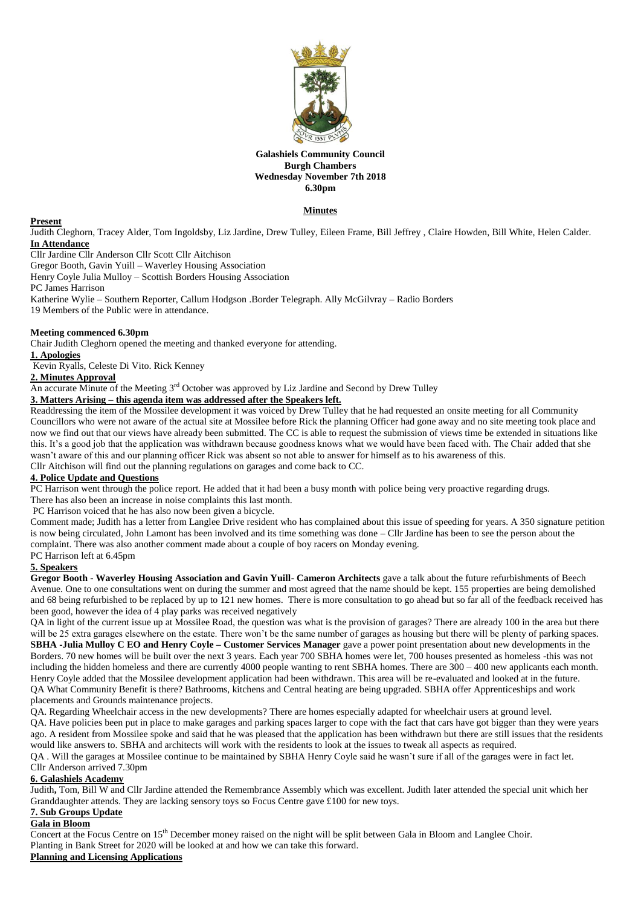**Galashiels Community Council**
**Burgh Chambers**
**Wednesday November 7th 2018**
**6.30pm**

**Minutes**

**Present**

Judith Cleghorn, Tracey Alder, Tom Ingoldsby, Liz Jardine, Drew Tulley, Eileen Frame, Bill Jeffrey , Claire Howden, Bill White, Helen Calder.

**In Attendance**

Cllr Jardine Cllr Anderson Cllr Scott Cllr Aitchison
Gregor Booth, Gavin Yuill – Waverley Housing Association
Henry Coyle Julia Mulloy – Scottish Borders Housing Association
PC James Harrison
Katherine Wylie – Southern Reporter, Callum Hodgson .Border Telegraph. Ally McGilvray – Radio Borders
19 Members of the Public were in attendance.

**Meeting commenced 6.30pm**

Chair Judith Cleghorn opened the meeting and thanked everyone for attending.

**1. Apologies**

Kevin Ryalls, Celeste Di Vito. Rick Kenney

**2. Minutes Approval**

An accurate Minute of the Meeting 3rd October was approved by Liz Jardine and Second by Drew Tulley

**3. Matters Arising – this agenda item was addressed after the Speakers left.**

Readdressing the item of the Mossilee development it was voiced by Drew Tulley that he had requested an onsite meeting for all Community Councillors who were not aware of the actual site at Mossilee before Rick the planning Officer had gone away and no site meeting took place and now we find out that our views have already been submitted. The CC is able to request the submission of views time be extended in situations like this. It's a good job that the application was withdrawn because goodness knows what we would have been faced with. The Chair added that she wasn't aware of this and our planning officer Rick was absent so not able to answer for himself as to his awareness of this.

Cllr Aitchison will find out the planning regulations on garages and come back to CC.

**4. Police Update and Questions**

PC Harrison went through the police report. He added that it had been a busy month with police being very proactive regarding drugs.
There has also been an increase in noise complaints this last month.
PC Harrison voiced that he has also now been given a bicycle.

Comment made; Judith has a letter from Langlee Drive resident who has complained about this issue of speeding for years. A 350 signature petition is now being circulated, John Lamont has been involved and its time something was done – Cllr Jardine has been to see the person about the complaint. There was also another comment made about a couple of boy racers on Monday evening.

PC Harrison left at 6.45pm

**5. Speakers**

**Gregor Booth - Waverley Housing Association and Gavin Yuill- Cameron Architects** gave a talk about the future refurbishments of Beech Avenue. One to one consultations went on during the summer and most agreed that the name should be kept. 155 properties are being demolished and 68 being refurbished to be replaced by up to 121 new homes. There is more consultation to go ahead but so far all of the feedback received has been good, however the idea of 4 play parks was received negatively

QA in light of the current issue up at Mossilee Road, the question was what is the provision of garages? There are already 100 in the area but there will be 25 extra garages elsewhere on the estate. There won't be the same number of garages as housing but there will be plenty of parking spaces.

**SBHA -Julia Mulloy C EO and Henry Coyle – Customer Services Manager** gave a power point presentation about new developments in the Borders. 70 new homes will be built over the next 3 years. Each year 700 SBHA homes were let, 700 houses presented as homeless -this was not including the hidden homeless and there are currently 4000 people wanting to rent SBHA homes. There are 300 – 400 new applicants each month. Henry Coyle added that the Mossilee development application had been withdrawn. This area will be re-evaluated and looked at in the future.

QA What Community Benefit is there? Bathrooms, kitchens and Central heating are being upgraded. SBHA offer Apprenticeships and work placements and Grounds maintenance projects.

QA. Regarding Wheelchair access in the new developments? There are homes especially adapted for wheelchair users at ground level.

QA. Have policies been put in place to make garages and parking spaces larger to cope with the fact that cars have got bigger than they were years ago. A resident from Mossilee spoke and said that he was pleased that the application has been withdrawn but there are still issues that the residents would like answers to. SBHA and architects will work with the residents to look at the issues to tweak all aspects as required.

QA . Will the garages at Mossilee continue to be maintained by SBHA Henry Coyle said he wasn't sure if all of the garages were in fact let.

Cllr Anderson arrived 7.30pm

**6. Galashiels Academy**

Judith**,** Tom, Bill W and Cllr Jardine attended the Remembrance Assembly which was excellent. Judith later attended the special unit which her Granddaughter attends. They are lacking sensory toys so Focus Centre gave £100 for new toys.

**7. Sub Groups Update**

**Gala in Bloom**

Concert at the Focus Centre on 15th December money raised on the night will be split between Gala in Bloom and Langlee Choir.
Planting in Bank Street for 2020 will be looked at and how we can take this forward.

**Planning and Licensing Applications**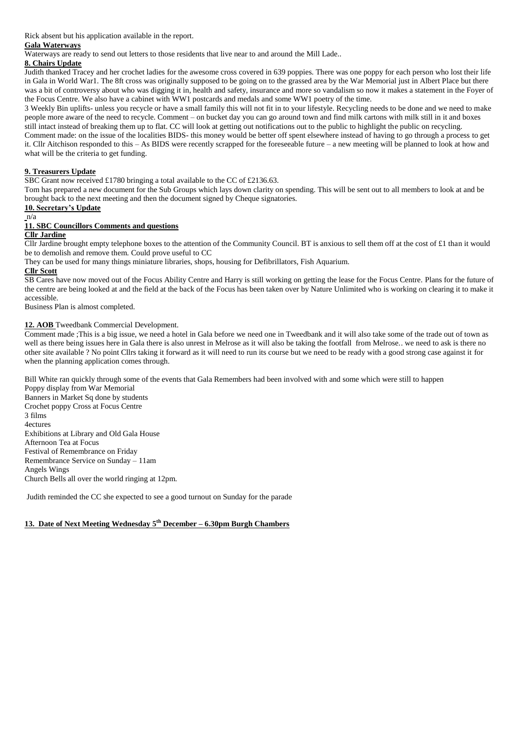Rick absent but his application available in the report.

**Gala Waterways**

Waterways are ready to send out letters to those residents that live near to and around the Mill Lade..

**8. Chairs Update**

Judith thanked Tracey and her crochet ladies for the awesome cross covered in 639 poppies. There was one poppy for each person who lost their life in Gala in World War1. The 8ft cross was originally supposed to be going on to the grassed area by the War Memorial just in Albert Place but there was a bit of controversy about who was digging it in, health and safety, insurance and more so vandalism so now it makes a statement in the Foyer of the Focus Centre. We also have a cabinet with WW1 postcards and medals and some WW1 poetry of the time.

3 Weekly Bin uplifts- unless you recycle or have a small family this will not fit in to your lifestyle. Recycling needs to be done and we need to make people more aware of the need to recycle. Comment – on bucket day you can go around town and find milk cartons with milk still in it and boxes still intact instead of breaking them up to flat. CC will look at getting out notifications out to the public to highlight the public on recycling.

Comment made: on the issue of the localities BIDS- this money would be better off spent elsewhere instead of having to go through a process to get it. Cllr Aitchison responded to this – As BIDS were recently scrapped for the foreseeable future – a new meeting will be planned to look at how and what will be the criteria to get funding.

**9. Treasurers Update**

SBC Grant now received £1780 bringing a total available to the CC of £2136.63.

Tom has prepared a new document for the Sub Groups which lays down clarity on spending. This will be sent out to all members to look at and be brought back to the next meeting and then the document signed by Cheque signatories.

**10. Secretary's Update**

n/a

**11. SBC Councillors Comments and questions**

**Cllr Jardine**

Cllr Jardine brought empty telephone boxes to the attention of the Community Council. BT is anxious to sell them off at the cost of £1 than it would be to demolish and remove them. Could prove useful to CC

They can be used for many things miniature libraries, shops, housing for Defibrillators, Fish Aquarium.

**Cllr Scott**

SB Cares have now moved out of the Focus Ability Centre and Harry is still working on getting the lease for the Focus Centre. Plans for the future of the centre are being looked at and the field at the back of the Focus has been taken over by Nature Unlimited who is working on clearing it to make it accessible.

Business Plan is almost completed.

**12. AOB** Tweedbank Commercial Development.

Comment made ;This is a big issue, we need a hotel in Gala before we need one in Tweedbank and it will also take some of the trade out of town as well as there being issues here in Gala there is also unrest in Melrose as it will also be taking the footfall from Melrose.. we need to ask is there no other site available ? No point Cllrs taking it forward as it will need to run its course but we need to be ready with a good strong case against it for when the planning application comes through.

Bill White ran quickly through some of the events that Gala Remembers had been involved with and some which were still to happen

Poppy display from War Memorial
Banners in Market Sq done by students
Crochet poppy Cross at Focus Centre
3 films
4ectures
Exhibitions at Library and Old Gala House
Afternoon Tea at Focus
Festival of Remembrance on Friday
Remembrance Service on Sunday – 11am
Angels Wings
Church Bells all over the world ringing at 12pm.

Judith reminded the CC she expected to see a good turnout on Sunday for the parade

**13. Date of Next Meeting Wednesday 5th December – 6.30pm Burgh Chambers**